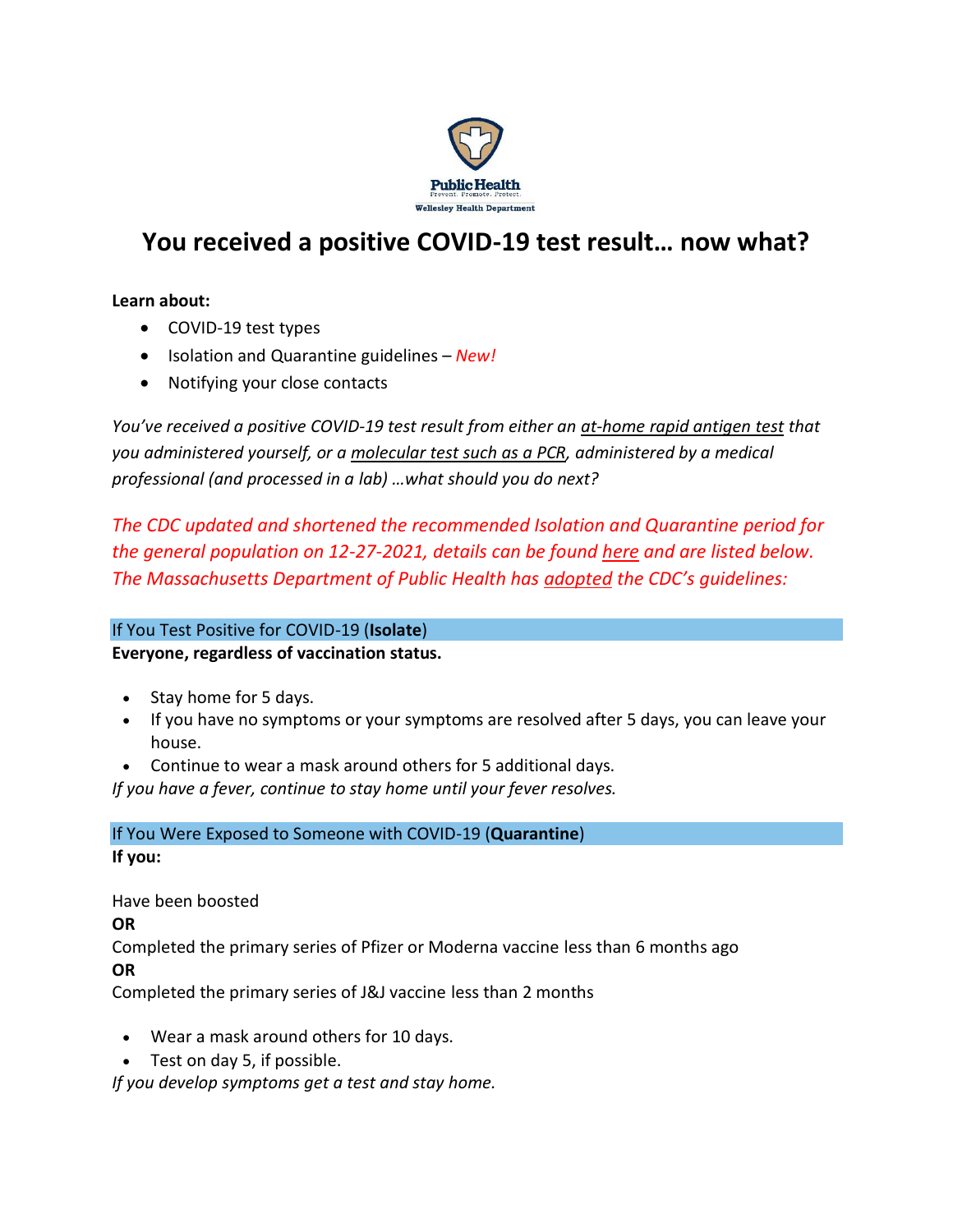Public Health
Prevent. Promote. Protect.
Wellesley Health Department

# You received a positive COVID-19 test result… now what?

**Learn about:**

- COVID-19 test types
- Isolation and Quarantine guidelines – *New!*
- Notifying your close contacts

*You've received a positive COVID-19 test result from either an at-home rapid antigen test that you administered yourself, or a molecular test such as a PCR, administered by a medical professional (and processed in a lab) …what should you do next?*

*The CDC updated and shortened the recommended Isolation and Quarantine period for the general population on 12-27-2021, details can be found here and are listed below. The Massachusetts Department of Public Health has adopted the CDC's guidelines:*

## If You Test Positive for COVID-19 (**Isolate**)

**Everyone, regardless of vaccination status.**

- Stay home for 5 days.
- If you have no symptoms or your symptoms are resolved after 5 days, you can leave your house.
- Continue to wear a mask around others for 5 additional days.

*If you have a fever, continue to stay home until your fever resolves.*

## If You Were Exposed to Someone with COVID-19 (**Quarantine**)

**If you:**

Have been boosted

**OR**

Completed the primary series of Pfizer or Moderna vaccine less than 6 months ago

**OR**

Completed the primary series of J&J vaccine less than 2 months

- Wear a mask around others for 10 days.
- Test on day 5, if possible.

*If you develop symptoms get a test and stay home.*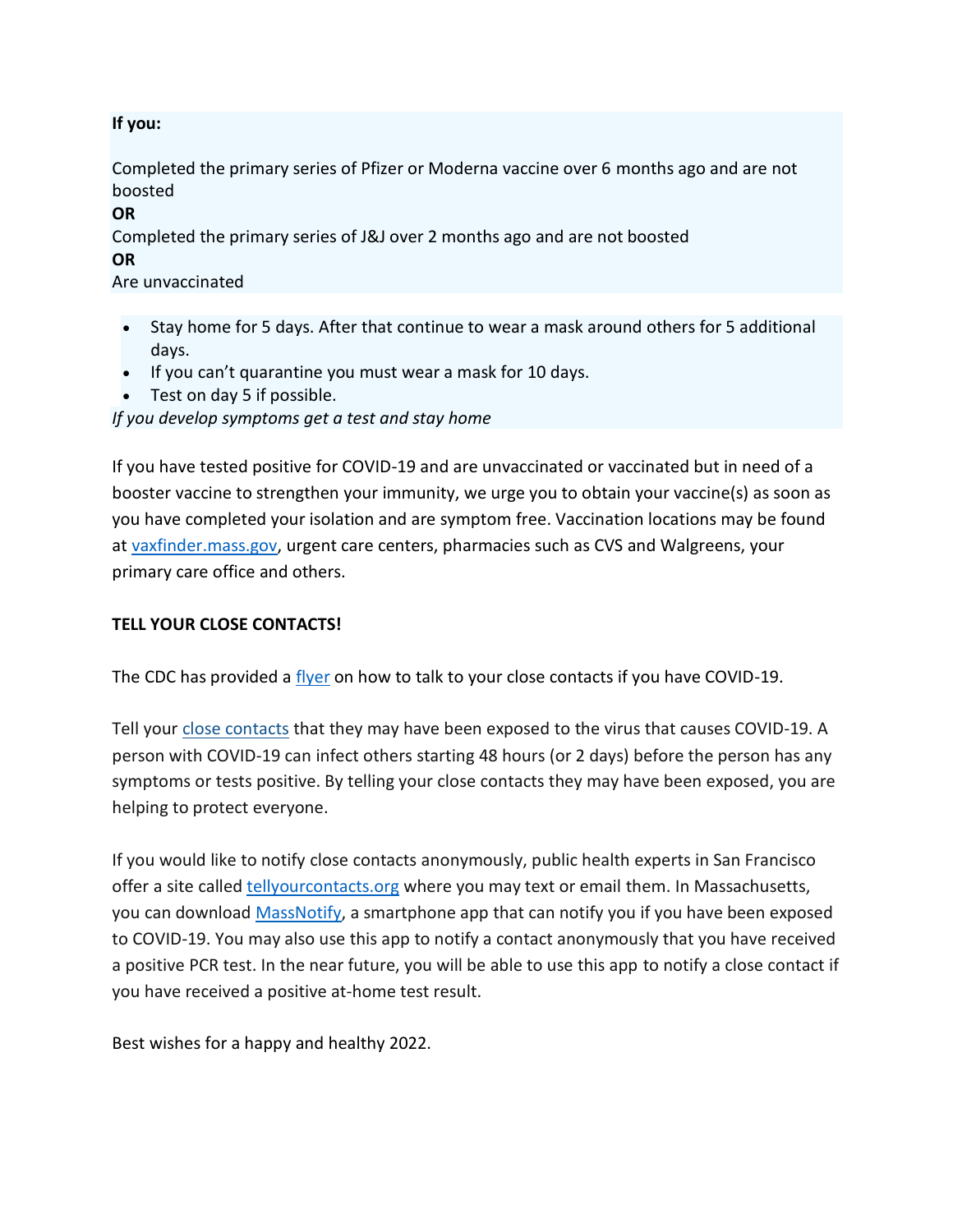**If you:**

Completed the primary series of Pfizer or Moderna vaccine over 6 months ago and are not boosted

**OR**

Completed the primary series of J&J over 2 months ago and are not boosted

**OR**

Are unvaccinated

- Stay home for 5 days. After that continue to wear a mask around others for 5 additional days.
- If you can't quarantine you must wear a mask for 10 days.
- Test on day 5 if possible.

*If you develop symptoms get a test and stay home*

If you have tested positive for COVID-19 and are unvaccinated or vaccinated but in need of a booster vaccine to strengthen your immunity, we urge you to obtain your vaccine(s) as soon as you have completed your isolation and are symptom free. Vaccination locations may be found at vaxfinder.mass.gov, urgent care centers, pharmacies such as CVS and Walgreens, your primary care office and others.

**TELL YOUR CLOSE CONTACTS!**

The CDC has provided a flyer on how to talk to your close contacts if you have COVID-19.

Tell your close contacts that they may have been exposed to the virus that causes COVID-19. A person with COVID-19 can infect others starting 48 hours (or 2 days) before the person has any symptoms or tests positive. By telling your close contacts they may have been exposed, you are helping to protect everyone.

If you would like to notify close contacts anonymously, public health experts in San Francisco offer a site called tellyourcontacts.org where you may text or email them. In Massachusetts, you can download MassNotify, a smartphone app that can notify you if you have been exposed to COVID-19. You may also use this app to notify a contact anonymously that you have received a positive PCR test. In the near future, you will be able to use this app to notify a close contact if you have received a positive at-home test result.

Best wishes for a happy and healthy 2022.